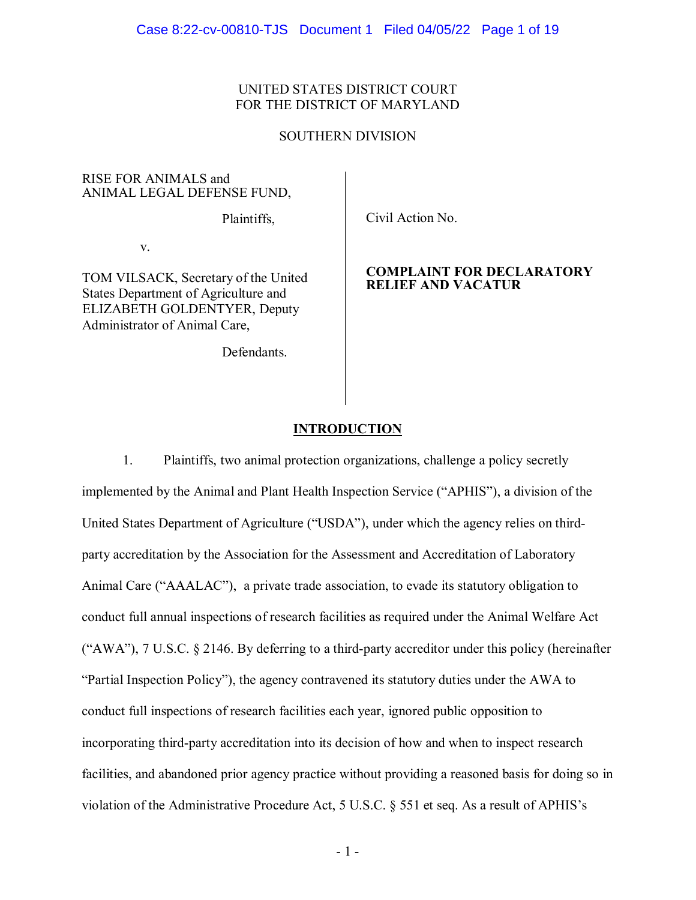UNITED STATES DISTRICT COURT
FOR THE DISTRICT OF MARYLAND

SOUTHERN DIVISION

RISE FOR ANIMALS and
ANIMAL LEGAL DEFENSE FUND,

Plaintiffs,

v.

TOM VILSACK, Secretary of the United States Department of Agriculture and ELIZABETH GOLDENTYER, Deputy Administrator of Animal Care,

Defendants.

Civil Action No.

**COMPLAINT FOR DECLARATORY RELIEF AND VACATUR**

## INTRODUCTION

1. Plaintiffs, two animal protection organizations, challenge a policy secretly implemented by the Animal and Plant Health Inspection Service ("APHIS"), a division of the United States Department of Agriculture ("USDA"), under which the agency relies on third-party accreditation by the Association for the Assessment and Accreditation of Laboratory Animal Care ("AAALAC"), a private trade association, to evade its statutory obligation to conduct full annual inspections of research facilities as required under the Animal Welfare Act ("AWA"), 7 U.S.C. § 2146. By deferring to a third-party accreditor under this policy (hereinafter "Partial Inspection Policy"), the agency contravened its statutory duties under the AWA to conduct full inspections of research facilities each year, ignored public opposition to incorporating third-party accreditation into its decision of how and when to inspect research facilities, and abandoned prior agency practice without providing a reasoned basis for doing so in violation of the Administrative Procedure Act, 5 U.S.C. § 551 et seq. As a result of APHIS's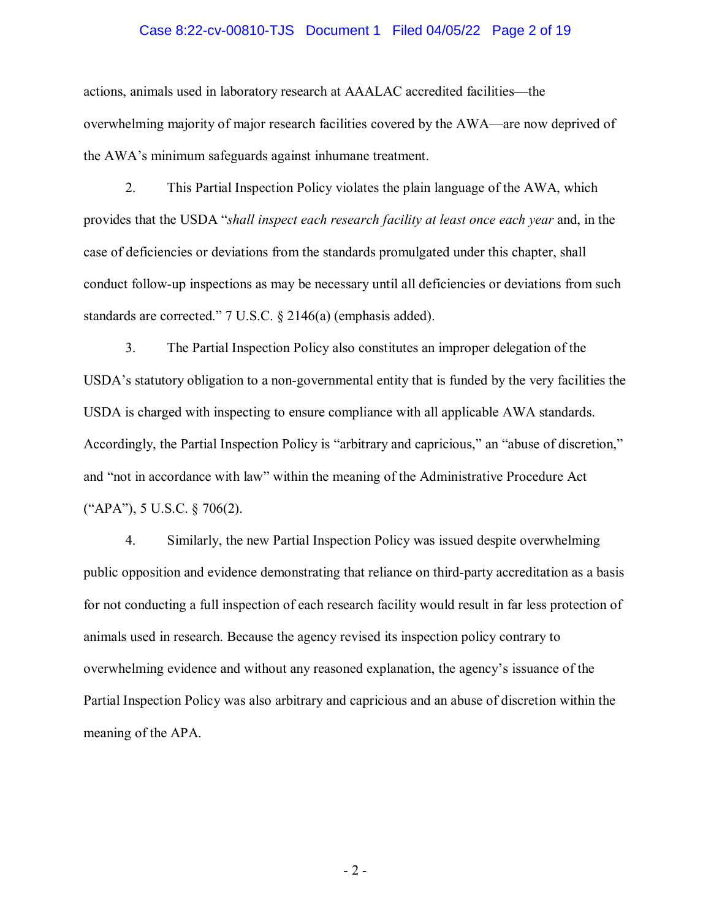actions, animals used in laboratory research at AAALAC accredited facilities—the overwhelming majority of major research facilities covered by the AWA—are now deprived of the AWA's minimum safeguards against inhumane treatment.

2. This Partial Inspection Policy violates the plain language of the AWA, which provides that the USDA "*shall inspect each research facility at least once each year* and, in the case of deficiencies or deviations from the standards promulgated under this chapter, shall conduct follow-up inspections as may be necessary until all deficiencies or deviations from such standards are corrected." 7 U.S.C. § 2146(a) (emphasis added).

3. The Partial Inspection Policy also constitutes an improper delegation of the USDA's statutory obligation to a non-governmental entity that is funded by the very facilities the USDA is charged with inspecting to ensure compliance with all applicable AWA standards. Accordingly, the Partial Inspection Policy is "arbitrary and capricious," an "abuse of discretion," and "not in accordance with law" within the meaning of the Administrative Procedure Act ("APA"), 5 U.S.C. § 706(2).

4. Similarly, the new Partial Inspection Policy was issued despite overwhelming public opposition and evidence demonstrating that reliance on third-party accreditation as a basis for not conducting a full inspection of each research facility would result in far less protection of animals used in research. Because the agency revised its inspection policy contrary to overwhelming evidence and without any reasoned explanation, the agency's issuance of the Partial Inspection Policy was also arbitrary and capricious and an abuse of discretion within the meaning of the APA.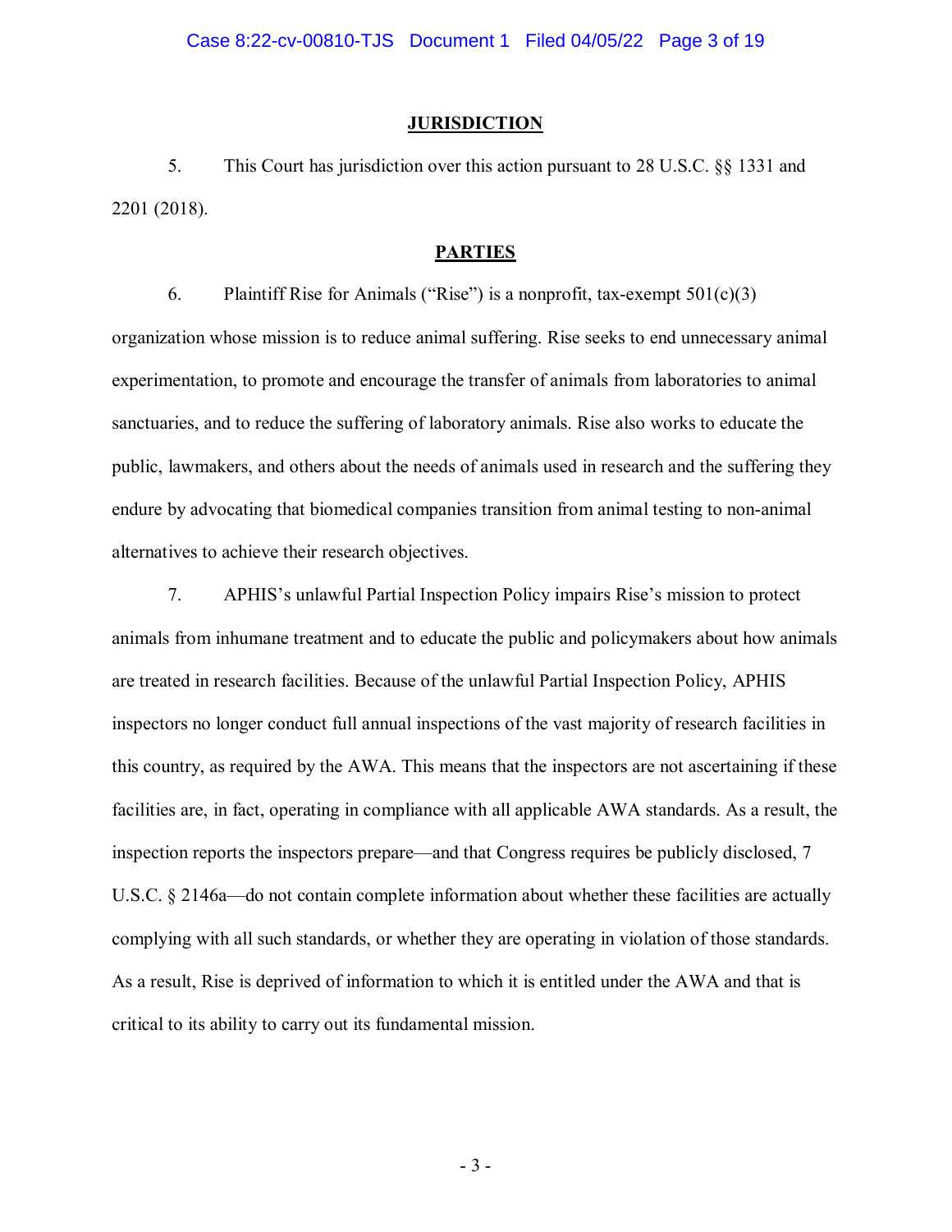## JURISDICTION

5. This Court has jurisdiction over this action pursuant to 28 U.S.C. §§ 1331 and 2201 (2018).

## PARTIES

6. Plaintiff Rise for Animals ("Rise") is a nonprofit, tax-exempt 501(c)(3) organization whose mission is to reduce animal suffering. Rise seeks to end unnecessary animal experimentation, to promote and encourage the transfer of animals from laboratories to animal sanctuaries, and to reduce the suffering of laboratory animals. Rise also works to educate the public, lawmakers, and others about the needs of animals used in research and the suffering they endure by advocating that biomedical companies transition from animal testing to non-animal alternatives to achieve their research objectives.

7. APHIS's unlawful Partial Inspection Policy impairs Rise's mission to protect animals from inhumane treatment and to educate the public and policymakers about how animals are treated in research facilities. Because of the unlawful Partial Inspection Policy, APHIS inspectors no longer conduct full annual inspections of the vast majority of research facilities in this country, as required by the AWA. This means that the inspectors are not ascertaining if these facilities are, in fact, operating in compliance with all applicable AWA standards. As a result, the inspection reports the inspectors prepare—and that Congress requires be publicly disclosed, 7 U.S.C. § 2146a—do not contain complete information about whether these facilities are actually complying with all such standards, or whether they are operating in violation of those standards. As a result, Rise is deprived of information to which it is entitled under the AWA and that is critical to its ability to carry out its fundamental mission.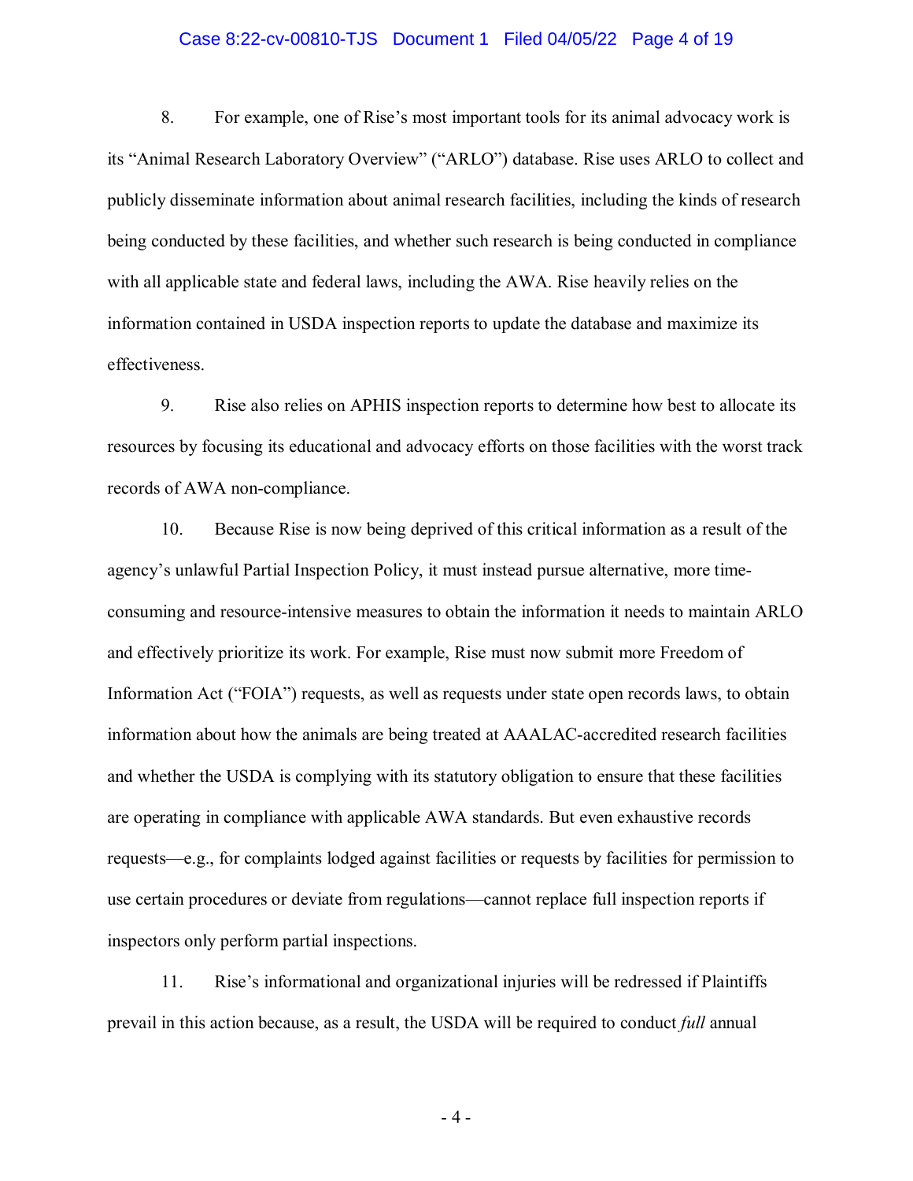8. For example, one of Rise's most important tools for its animal advocacy work is its "Animal Research Laboratory Overview" ("ARLO") database. Rise uses ARLO to collect and publicly disseminate information about animal research facilities, including the kinds of research being conducted by these facilities, and whether such research is being conducted in compliance with all applicable state and federal laws, including the AWA. Rise heavily relies on the information contained in USDA inspection reports to update the database and maximize its effectiveness.

9. Rise also relies on APHIS inspection reports to determine how best to allocate its resources by focusing its educational and advocacy efforts on those facilities with the worst track records of AWA non-compliance.

10. Because Rise is now being deprived of this critical information as a result of the agency's unlawful Partial Inspection Policy, it must instead pursue alternative, more time-consuming and resource-intensive measures to obtain the information it needs to maintain ARLO and effectively prioritize its work. For example, Rise must now submit more Freedom of Information Act ("FOIA") requests, as well as requests under state open records laws, to obtain information about how the animals are being treated at AAALAC-accredited research facilities and whether the USDA is complying with its statutory obligation to ensure that these facilities are operating in compliance with applicable AWA standards. But even exhaustive records requests—e.g., for complaints lodged against facilities or requests by facilities for permission to use certain procedures or deviate from regulations—cannot replace full inspection reports if inspectors only perform partial inspections.

11. Rise's informational and organizational injuries will be redressed if Plaintiffs prevail in this action because, as a result, the USDA will be required to conduct *full* annual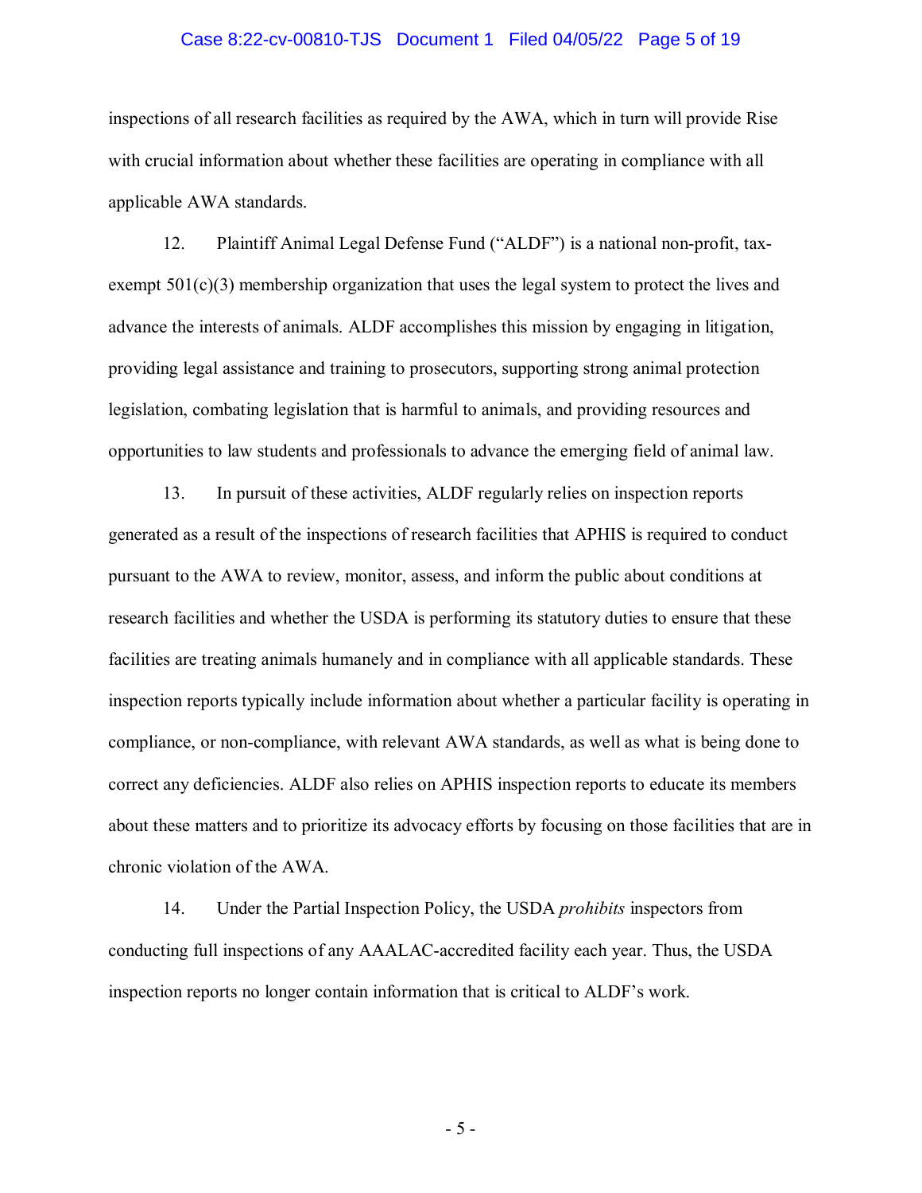inspections of all research facilities as required by the AWA, which in turn will provide Rise with crucial information about whether these facilities are operating in compliance with all applicable AWA standards.

12. Plaintiff Animal Legal Defense Fund ("ALDF") is a national non-profit, tax-exempt 501(c)(3) membership organization that uses the legal system to protect the lives and advance the interests of animals. ALDF accomplishes this mission by engaging in litigation, providing legal assistance and training to prosecutors, supporting strong animal protection legislation, combating legislation that is harmful to animals, and providing resources and opportunities to law students and professionals to advance the emerging field of animal law.

13. In pursuit of these activities, ALDF regularly relies on inspection reports generated as a result of the inspections of research facilities that APHIS is required to conduct pursuant to the AWA to review, monitor, assess, and inform the public about conditions at research facilities and whether the USDA is performing its statutory duties to ensure that these facilities are treating animals humanely and in compliance with all applicable standards. These inspection reports typically include information about whether a particular facility is operating in compliance, or non-compliance, with relevant AWA standards, as well as what is being done to correct any deficiencies. ALDF also relies on APHIS inspection reports to educate its members about these matters and to prioritize its advocacy efforts by focusing on those facilities that are in chronic violation of the AWA.

14. Under the Partial Inspection Policy, the USDA *prohibits* inspectors from conducting full inspections of any AAALAC-accredited facility each year. Thus, the USDA inspection reports no longer contain information that is critical to ALDF's work.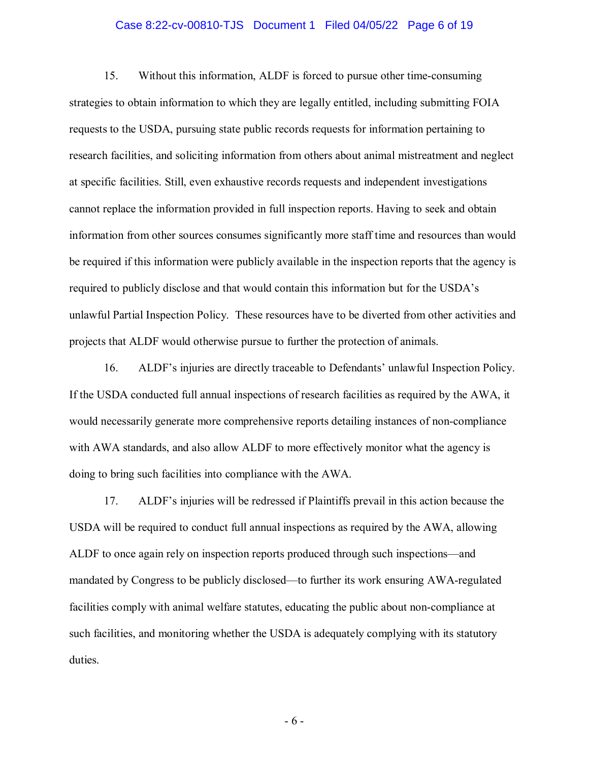15. Without this information, ALDF is forced to pursue other time-consuming strategies to obtain information to which they are legally entitled, including submitting FOIA requests to the USDA, pursuing state public records requests for information pertaining to research facilities, and soliciting information from others about animal mistreatment and neglect at specific facilities. Still, even exhaustive records requests and independent investigations cannot replace the information provided in full inspection reports. Having to seek and obtain information from other sources consumes significantly more staff time and resources than would be required if this information were publicly available in the inspection reports that the agency is required to publicly disclose and that would contain this information but for the USDA's unlawful Partial Inspection Policy. These resources have to be diverted from other activities and projects that ALDF would otherwise pursue to further the protection of animals.

16. ALDF's injuries are directly traceable to Defendants' unlawful Inspection Policy. If the USDA conducted full annual inspections of research facilities as required by the AWA, it would necessarily generate more comprehensive reports detailing instances of non-compliance with AWA standards, and also allow ALDF to more effectively monitor what the agency is doing to bring such facilities into compliance with the AWA.

17. ALDF's injuries will be redressed if Plaintiffs prevail in this action because the USDA will be required to conduct full annual inspections as required by the AWA, allowing ALDF to once again rely on inspection reports produced through such inspections—and mandated by Congress to be publicly disclosed—to further its work ensuring AWA-regulated facilities comply with animal welfare statutes, educating the public about non-compliance at such facilities, and monitoring whether the USDA is adequately complying with its statutory duties.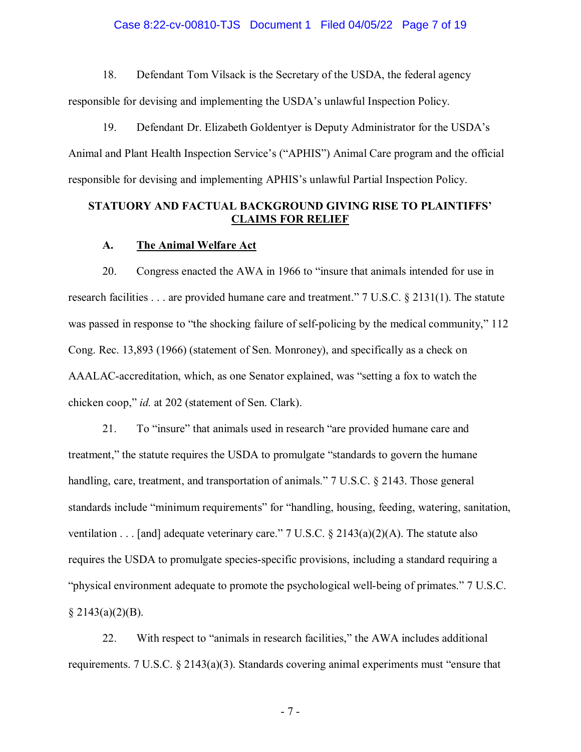18. Defendant Tom Vilsack is the Secretary of the USDA, the federal agency responsible for devising and implementing the USDA's unlawful Inspection Policy.

19. Defendant Dr. Elizabeth Goldentyer is Deputy Administrator for the USDA's Animal and Plant Health Inspection Service's ("APHIS") Animal Care program and the official responsible for devising and implementing APHIS's unlawful Partial Inspection Policy.

## STATUTORY AND FACTUAL BACKGROUND GIVING RISE TO PLAINTIFFS' CLAIMS FOR RELIEF

### A. The Animal Welfare Act

20. Congress enacted the AWA in 1966 to "insure that animals intended for use in research facilities . . . are provided humane care and treatment." 7 U.S.C. § 2131(1). The statute was passed in response to "the shocking failure of self-policing by the medical community," 112 Cong. Rec. 13,893 (1966) (statement of Sen. Monroney), and specifically as a check on AAALAC-accreditation, which, as one Senator explained, was "setting a fox to watch the chicken coop," *id.* at 202 (statement of Sen. Clark).

21. To "insure" that animals used in research "are provided humane care and treatment," the statute requires the USDA to promulgate "standards to govern the humane handling, care, treatment, and transportation of animals." 7 U.S.C. § 2143. Those general standards include "minimum requirements" for "handling, housing, feeding, watering, sanitation, ventilation . . . [and] adequate veterinary care." 7 U.S.C. § 2143(a)(2)(A). The statute also requires the USDA to promulgate species-specific provisions, including a standard requiring a "physical environment adequate to promote the psychological well-being of primates." 7 U.S.C. § 2143(a)(2)(B).

22. With respect to "animals in research facilities," the AWA includes additional requirements. 7 U.S.C. § 2143(a)(3). Standards covering animal experiments must "ensure that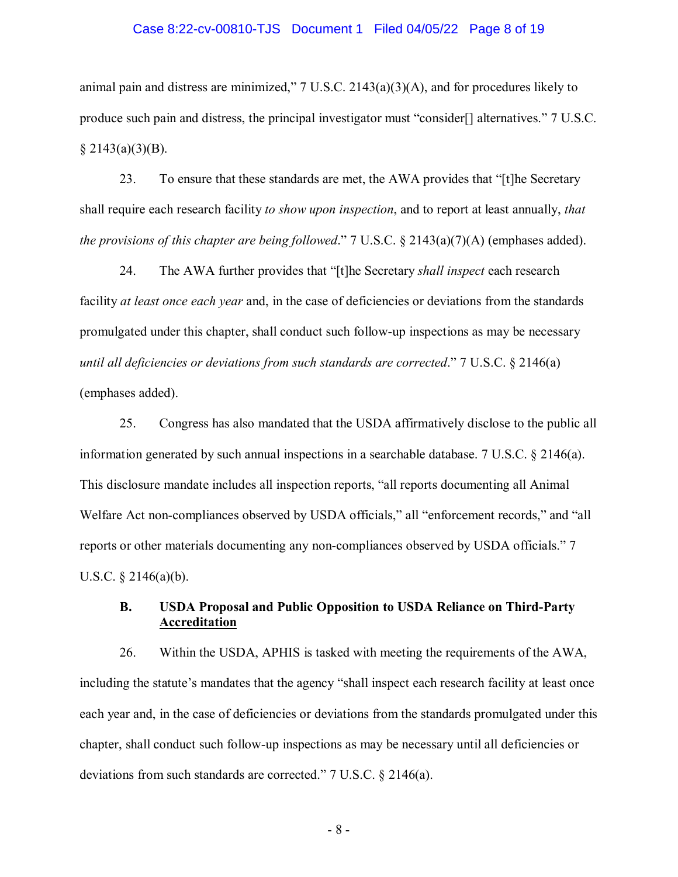animal pain and distress are minimized," 7 U.S.C. 2143(a)(3)(A), and for procedures likely to produce such pain and distress, the principal investigator must "consider[] alternatives." 7 U.S.C. § 2143(a)(3)(B).

23. To ensure that these standards are met, the AWA provides that "[t]he Secretary shall require each research facility *to show upon inspection*, and to report at least annually, *that the provisions of this chapter are being followed*." 7 U.S.C. § 2143(a)(7)(A) (emphases added).

24. The AWA further provides that "[t]he Secretary *shall inspect* each research facility *at least once each year* and, in the case of deficiencies or deviations from the standards promulgated under this chapter, shall conduct such follow-up inspections as may be necessary *until all deficiencies or deviations from such standards are corrected*." 7 U.S.C. § 2146(a) (emphases added).

25. Congress has also mandated that the USDA affirmatively disclose to the public all information generated by such annual inspections in a searchable database. 7 U.S.C. § 2146(a). This disclosure mandate includes all inspection reports, "all reports documenting all Animal Welfare Act non-compliances observed by USDA officials," all "enforcement records," and "all reports or other materials documenting any non-compliances observed by USDA officials." 7 U.S.C. § 2146(a)(b).

### B. USDA Proposal and Public Opposition to USDA Reliance on Third-Party Accreditation

26. Within the USDA, APHIS is tasked with meeting the requirements of the AWA, including the statute's mandates that the agency "shall inspect each research facility at least once each year and, in the case of deficiencies or deviations from the standards promulgated under this chapter, shall conduct such follow-up inspections as may be necessary until all deficiencies or deviations from such standards are corrected." 7 U.S.C. § 2146(a).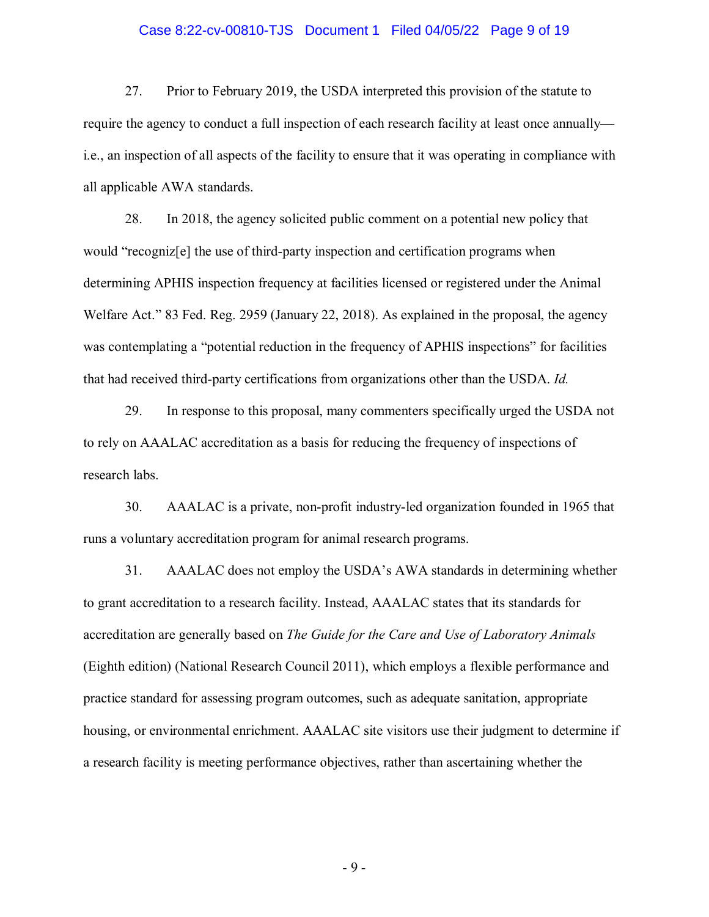27. Prior to February 2019, the USDA interpreted this provision of the statute to require the agency to conduct a full inspection of each research facility at least once annually—i.e., an inspection of all aspects of the facility to ensure that it was operating in compliance with all applicable AWA standards.

28. In 2018, the agency solicited public comment on a potential new policy that would "recogniz[e] the use of third-party inspection and certification programs when determining APHIS inspection frequency at facilities licensed or registered under the Animal Welfare Act." 83 Fed. Reg. 2959 (January 22, 2018). As explained in the proposal, the agency was contemplating a "potential reduction in the frequency of APHIS inspections" for facilities that had received third-party certifications from organizations other than the USDA. *Id.*

29. In response to this proposal, many commenters specifically urged the USDA not to rely on AAALAC accreditation as a basis for reducing the frequency of inspections of research labs.

30. AAALAC is a private, non-profit industry-led organization founded in 1965 that runs a voluntary accreditation program for animal research programs.

31. AAALAC does not employ the USDA's AWA standards in determining whether to grant accreditation to a research facility. Instead, AAALAC states that its standards for accreditation are generally based on *The Guide for the Care and Use of Laboratory Animals* (Eighth edition) (National Research Council 2011), which employs a flexible performance and practice standard for assessing program outcomes, such as adequate sanitation, appropriate housing, or environmental enrichment. AAALAC site visitors use their judgment to determine if a research facility is meeting performance objectives, rather than ascertaining whether the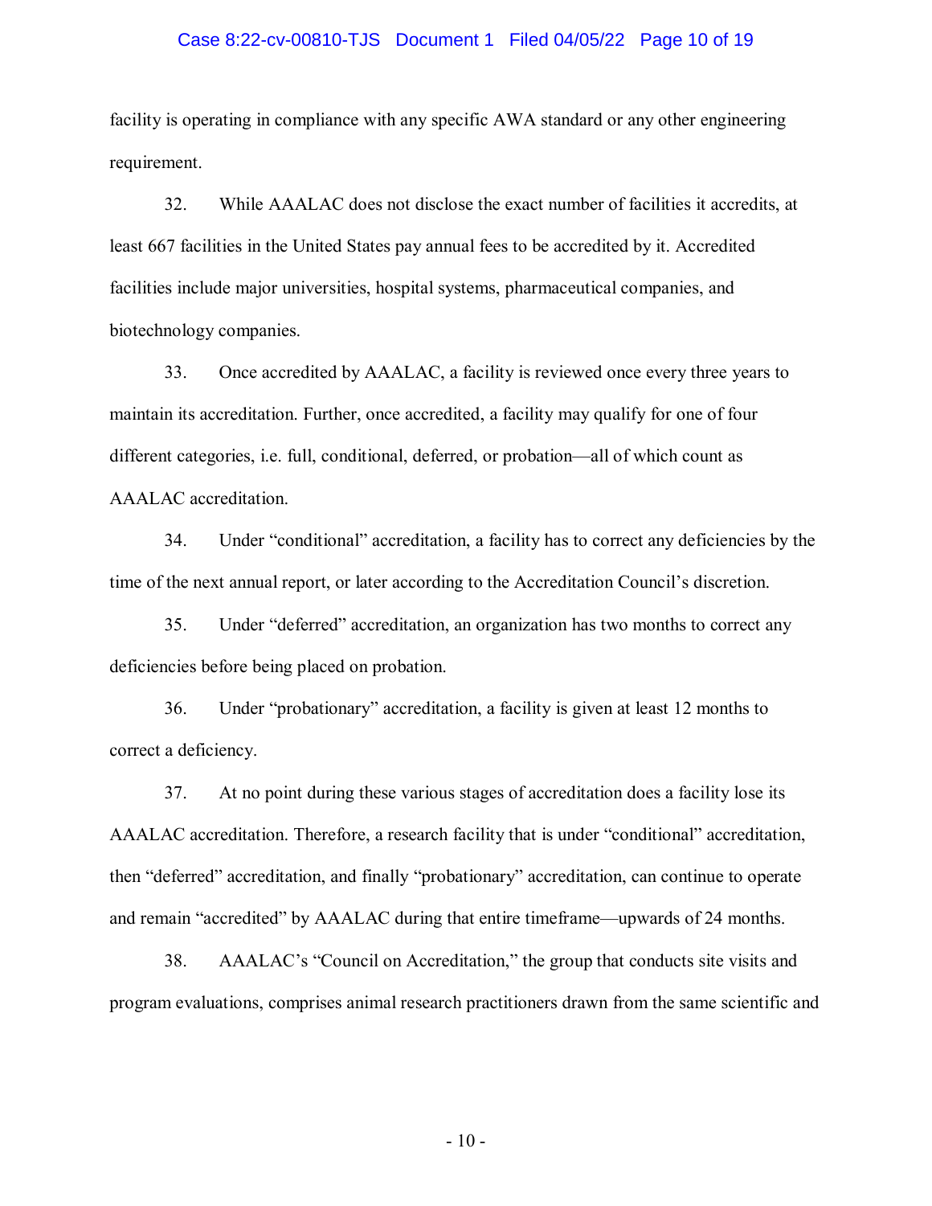facility is operating in compliance with any specific AWA standard or any other engineering requirement.

32. While AAALAC does not disclose the exact number of facilities it accredits, at least 667 facilities in the United States pay annual fees to be accredited by it. Accredited facilities include major universities, hospital systems, pharmaceutical companies, and biotechnology companies.

33. Once accredited by AAALAC, a facility is reviewed once every three years to maintain its accreditation. Further, once accredited, a facility may qualify for one of four different categories, i.e. full, conditional, deferred, or probation—all of which count as AAALAC accreditation.

34. Under "conditional" accreditation, a facility has to correct any deficiencies by the time of the next annual report, or later according to the Accreditation Council's discretion.

35. Under "deferred" accreditation, an organization has two months to correct any deficiencies before being placed on probation.

36. Under "probationary" accreditation, a facility is given at least 12 months to correct a deficiency.

37. At no point during these various stages of accreditation does a facility lose its AAALAC accreditation. Therefore, a research facility that is under "conditional" accreditation, then "deferred" accreditation, and finally "probationary" accreditation, can continue to operate and remain "accredited" by AAALAC during that entire timeframe—upwards of 24 months.

38. AAALAC's "Council on Accreditation," the group that conducts site visits and program evaluations, comprises animal research practitioners drawn from the same scientific and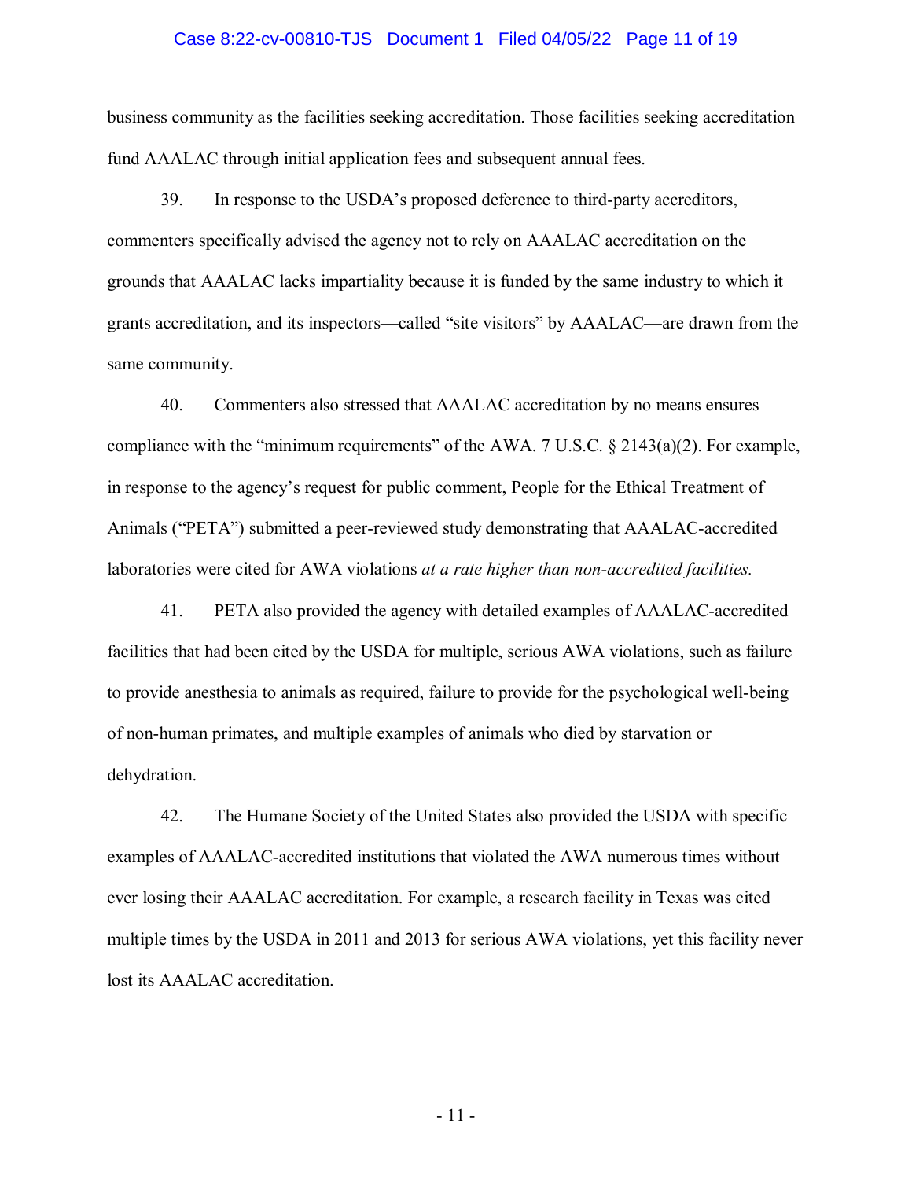business community as the facilities seeking accreditation. Those facilities seeking accreditation fund AAALAC through initial application fees and subsequent annual fees.

39. In response to the USDA's proposed deference to third-party accreditors, commenters specifically advised the agency not to rely on AAALAC accreditation on the grounds that AAALAC lacks impartiality because it is funded by the same industry to which it grants accreditation, and its inspectors—called "site visitors" by AAALAC—are drawn from the same community.

40. Commenters also stressed that AAALAC accreditation by no means ensures compliance with the "minimum requirements" of the AWA. 7 U.S.C. § 2143(a)(2). For example, in response to the agency's request for public comment, People for the Ethical Treatment of Animals ("PETA") submitted a peer-reviewed study demonstrating that AAALAC-accredited laboratories were cited for AWA violations *at a rate higher than non-accredited facilities.*

41. PETA also provided the agency with detailed examples of AAALAC-accredited facilities that had been cited by the USDA for multiple, serious AWA violations, such as failure to provide anesthesia to animals as required, failure to provide for the psychological well-being of non-human primates, and multiple examples of animals who died by starvation or dehydration.

42. The Humane Society of the United States also provided the USDA with specific examples of AAALAC-accredited institutions that violated the AWA numerous times without ever losing their AAALAC accreditation. For example, a research facility in Texas was cited multiple times by the USDA in 2011 and 2013 for serious AWA violations, yet this facility never lost its AAALAC accreditation.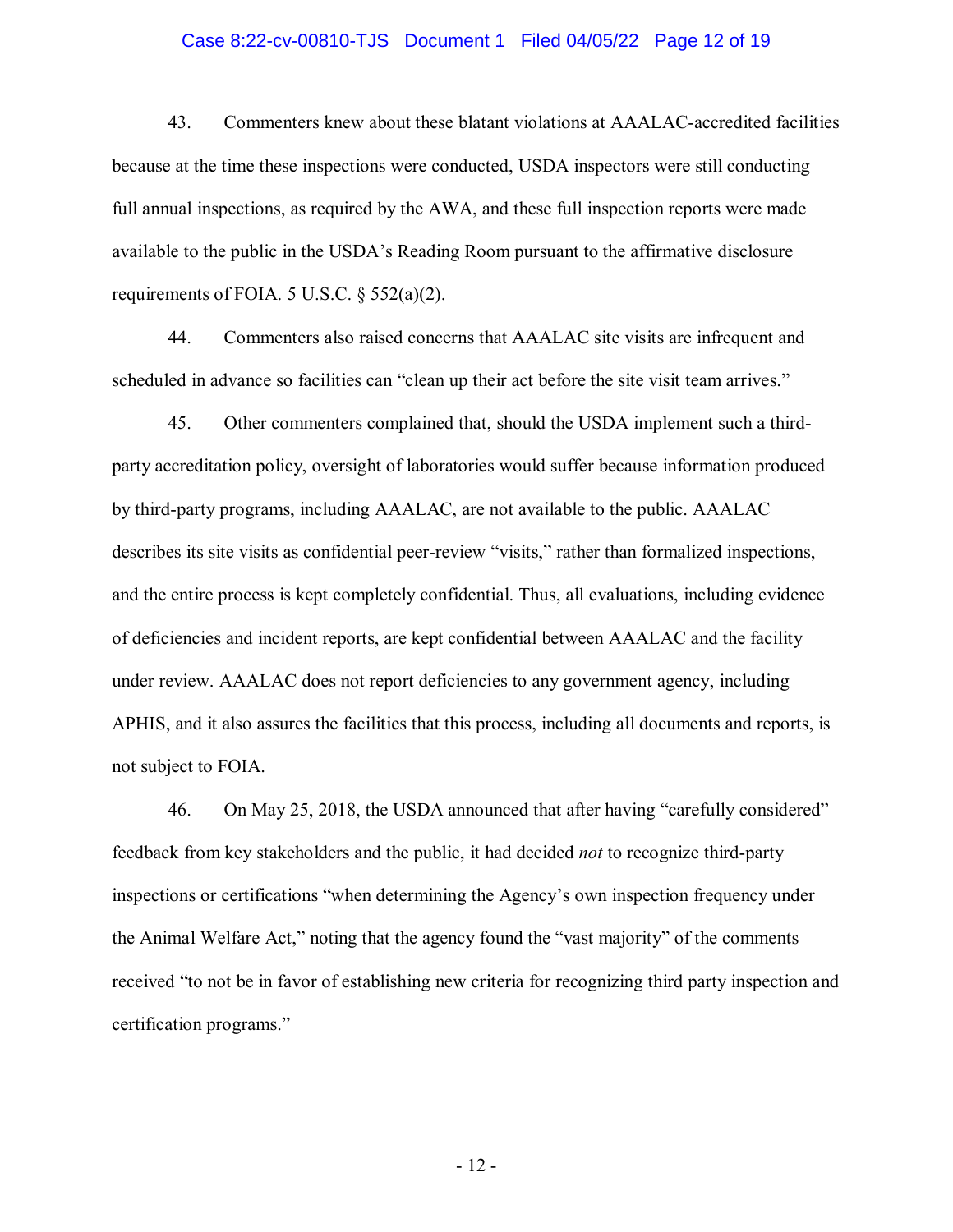43. Commenters knew about these blatant violations at AAALAC-accredited facilities because at the time these inspections were conducted, USDA inspectors were still conducting full annual inspections, as required by the AWA, and these full inspection reports were made available to the public in the USDA's Reading Room pursuant to the affirmative disclosure requirements of FOIA. 5 U.S.C. § 552(a)(2).

44. Commenters also raised concerns that AAALAC site visits are infrequent and scheduled in advance so facilities can "clean up their act before the site visit team arrives."

45. Other commenters complained that, should the USDA implement such a third-party accreditation policy, oversight of laboratories would suffer because information produced by third-party programs, including AAALAC, are not available to the public. AAALAC describes its site visits as confidential peer-review "visits," rather than formalized inspections, and the entire process is kept completely confidential. Thus, all evaluations, including evidence of deficiencies and incident reports, are kept confidential between AAALAC and the facility under review. AAALAC does not report deficiencies to any government agency, including APHIS, and it also assures the facilities that this process, including all documents and reports, is not subject to FOIA.

46. On May 25, 2018, the USDA announced that after having "carefully considered" feedback from key stakeholders and the public, it had decided *not* to recognize third-party inspections or certifications "when determining the Agency's own inspection frequency under the Animal Welfare Act," noting that the agency found the "vast majority" of the comments received "to not be in favor of establishing new criteria for recognizing third party inspection and certification programs."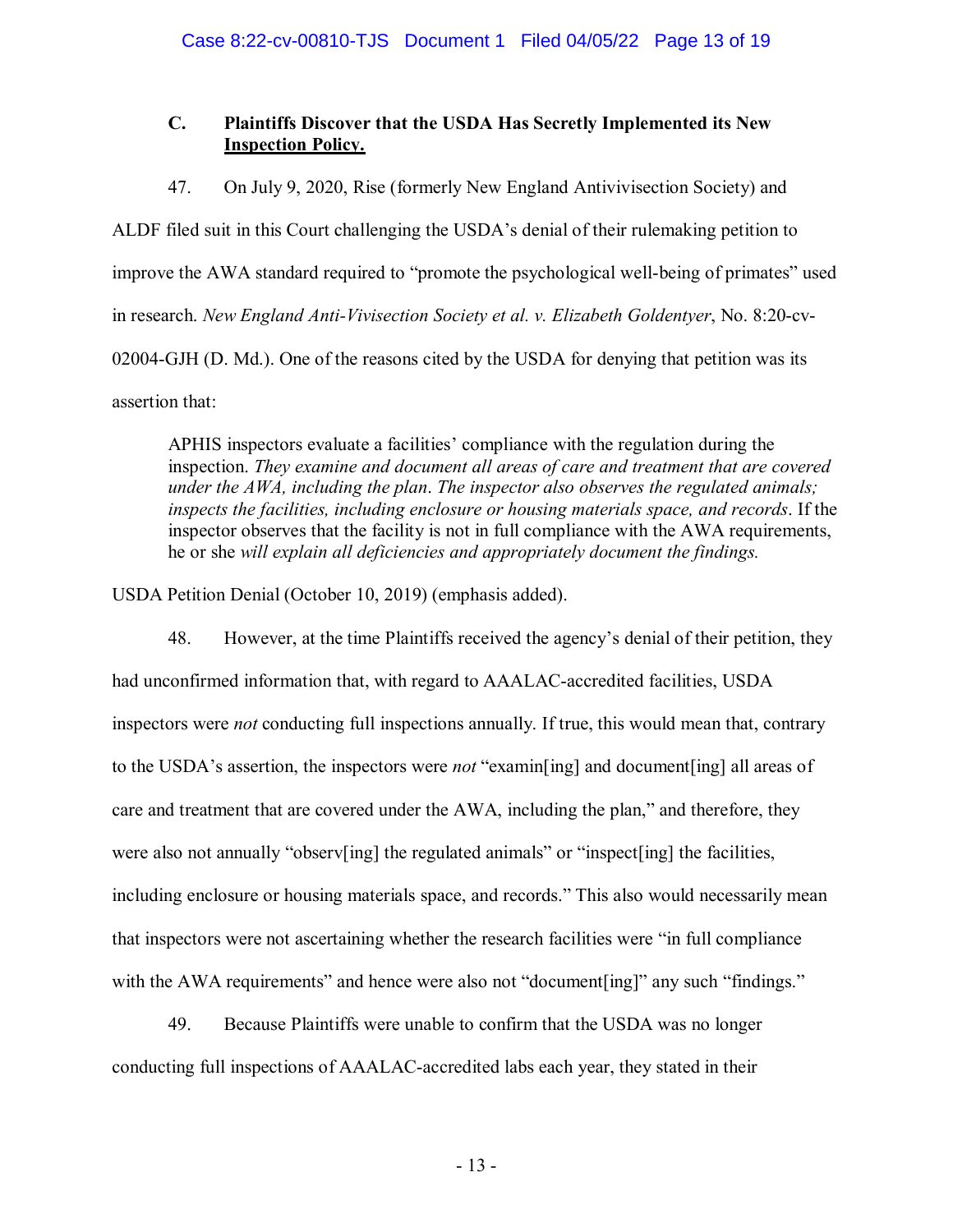### C. Plaintiffs Discover that the USDA Has Secretly Implemented its New Inspection Policy.

47. On July 9, 2020, Rise (formerly New England Antivivisection Society) and ALDF filed suit in this Court challenging the USDA's denial of their rulemaking petition to improve the AWA standard required to "promote the psychological well-being of primates" used in research. *New England Anti-Vivisection Society et al. v. Elizabeth Goldentyer*, No. 8:20-cv-02004-GJH (D. Md.). One of the reasons cited by the USDA for denying that petition was its assertion that:

> APHIS inspectors evaluate a facilities' compliance with the regulation during the inspection. *They examine and document all areas of care and treatment that are covered under the AWA, including the plan*. *The inspector also observes the regulated animals; inspects the facilities, including enclosure or housing materials space, and records*. If the inspector observes that the facility is not in full compliance with the AWA requirements, he or she *will explain all deficiencies and appropriately document the findings.*

USDA Petition Denial (October 10, 2019) (emphasis added).

48. However, at the time Plaintiffs received the agency's denial of their petition, they had unconfirmed information that, with regard to AAALAC-accredited facilities, USDA inspectors were *not* conducting full inspections annually. If true, this would mean that, contrary to the USDA's assertion, the inspectors were *not* "examin[ing] and document[ing] all areas of care and treatment that are covered under the AWA, including the plan," and therefore, they were also not annually "observ[ing] the regulated animals" or "inspect[ing] the facilities, including enclosure or housing materials space, and records." This also would necessarily mean that inspectors were not ascertaining whether the research facilities were "in full compliance with the AWA requirements" and hence were also not "document[ing]" any such "findings."

49. Because Plaintiffs were unable to confirm that the USDA was no longer conducting full inspections of AAALAC-accredited labs each year, they stated in their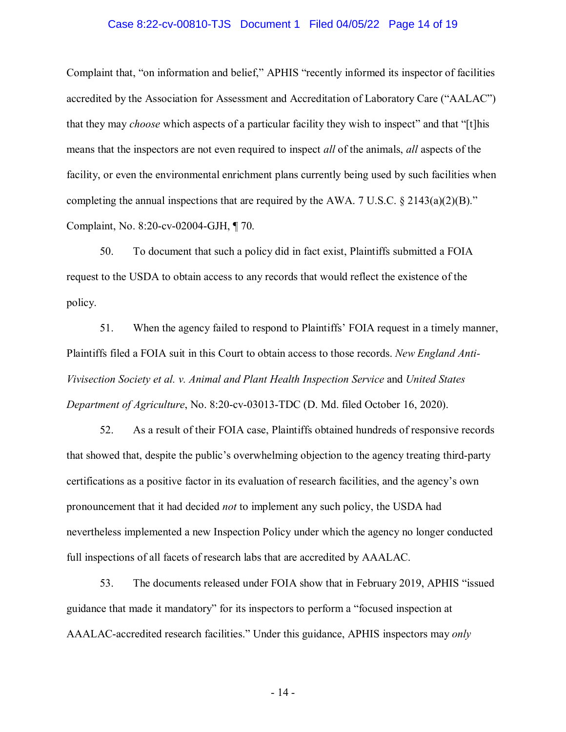Complaint that, “on information and belief,” APHIS “recently informed its inspector of facilities accredited by the Association for Assessment and Accreditation of Laboratory Care (“AALAC”) that they may *choose* which aspects of a particular facility they wish to inspect” and that “[t]his means that the inspectors are not even required to inspect *all* of the animals, *all* aspects of the facility, or even the environmental enrichment plans currently being used by such facilities when completing the annual inspections that are required by the AWA. 7 U.S.C. § 2143(a)(2)(B).” Complaint, No. 8:20-cv-02004-GJH, ¶ 70.

50. To document that such a policy did in fact exist, Plaintiffs submitted a FOIA request to the USDA to obtain access to any records that would reflect the existence of the policy.

51. When the agency failed to respond to Plaintiffs’ FOIA request in a timely manner, Plaintiffs filed a FOIA suit in this Court to obtain access to those records. *New England Anti-Vivisection Society et al. v. Animal and Plant Health Inspection Service* and *United States Department of Agriculture*, No. 8:20-cv-03013-TDC (D. Md. filed October 16, 2020).

52. As a result of their FOIA case, Plaintiffs obtained hundreds of responsive records that showed that, despite the public’s overwhelming objection to the agency treating third-party certifications as a positive factor in its evaluation of research facilities, and the agency’s own pronouncement that it had decided *not* to implement any such policy, the USDA had nevertheless implemented a new Inspection Policy under which the agency no longer conducted full inspections of all facets of research labs that are accredited by AAALAC.

53. The documents released under FOIA show that in February 2019, APHIS “issued guidance that made it mandatory” for its inspectors to perform a “focused inspection at AAALAC-accredited research facilities.” Under this guidance, APHIS inspectors may *only*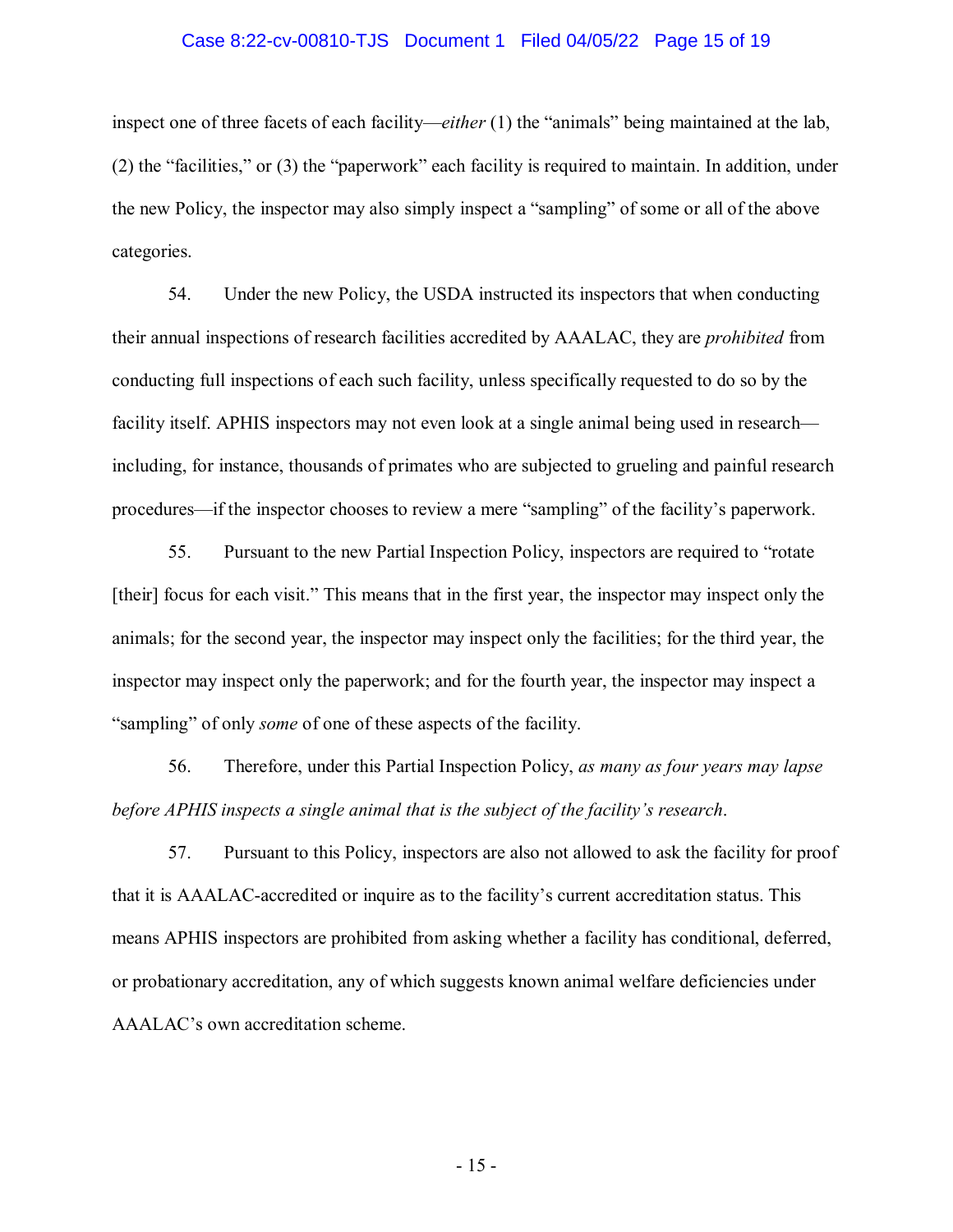inspect one of three facets of each facility—*either* (1) the "animals" being maintained at the lab, (2) the "facilities," or (3) the "paperwork" each facility is required to maintain. In addition, under the new Policy, the inspector may also simply inspect a "sampling" of some or all of the above categories.

54. Under the new Policy, the USDA instructed its inspectors that when conducting their annual inspections of research facilities accredited by AAALAC, they are *prohibited* from conducting full inspections of each such facility, unless specifically requested to do so by the facility itself. APHIS inspectors may not even look at a single animal being used in research—including, for instance, thousands of primates who are subjected to grueling and painful research procedures—if the inspector chooses to review a mere "sampling" of the facility's paperwork.

55. Pursuant to the new Partial Inspection Policy, inspectors are required to "rotate [their] focus for each visit." This means that in the first year, the inspector may inspect only the animals; for the second year, the inspector may inspect only the facilities; for the third year, the inspector may inspect only the paperwork; and for the fourth year, the inspector may inspect a "sampling" of only *some* of one of these aspects of the facility.

56. Therefore, under this Partial Inspection Policy, *as many as four years may lapse before APHIS inspects a single animal that is the subject of the facility's research*.

57. Pursuant to this Policy, inspectors are also not allowed to ask the facility for proof that it is AAALAC-accredited or inquire as to the facility's current accreditation status. This means APHIS inspectors are prohibited from asking whether a facility has conditional, deferred, or probationary accreditation, any of which suggests known animal welfare deficiencies under AAALAC's own accreditation scheme.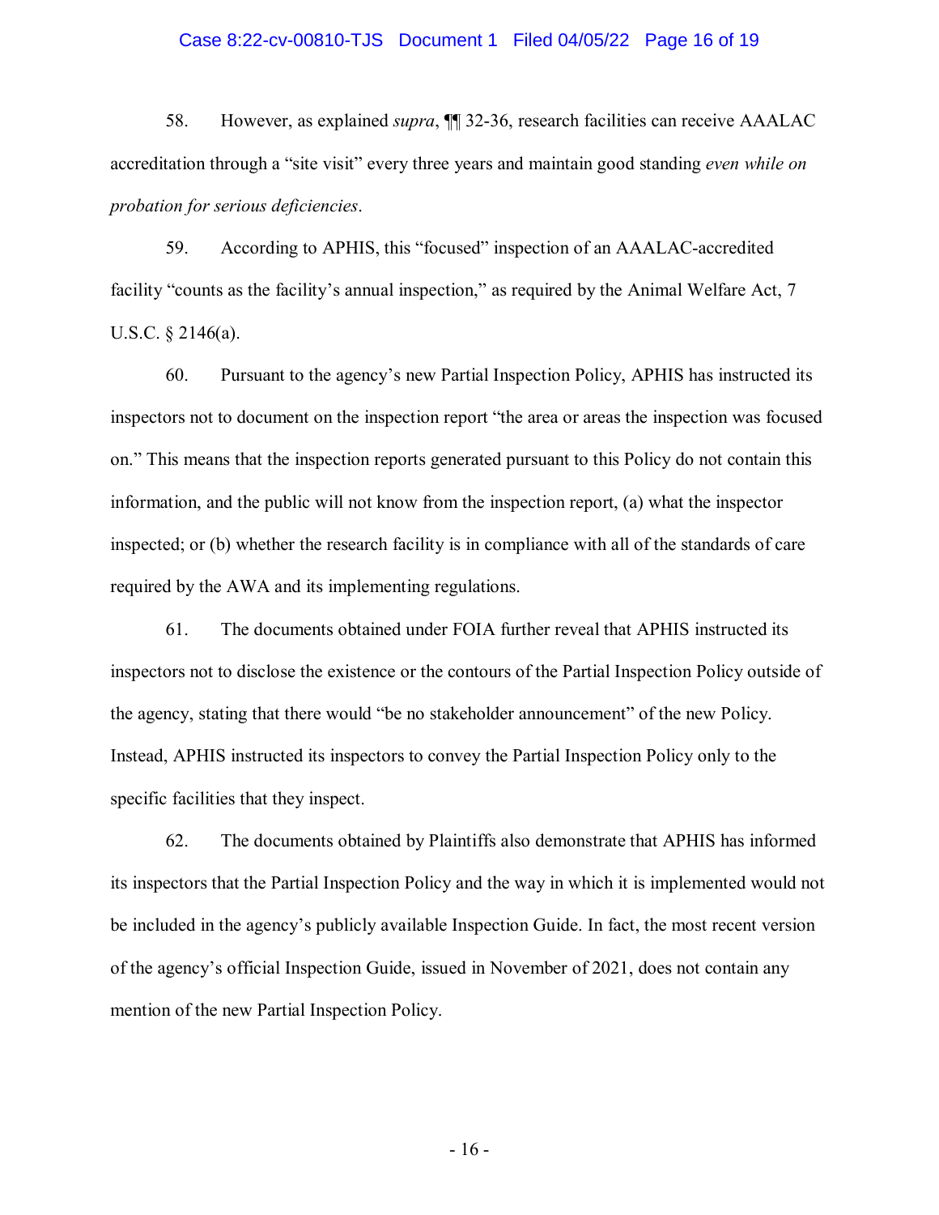58. However, as explained *supra*, ¶¶ 32-36, research facilities can receive AAALAC accreditation through a "site visit" every three years and maintain good standing *even while on probation for serious deficiencies*.

59. According to APHIS, this "focused" inspection of an AAALAC-accredited facility "counts as the facility's annual inspection," as required by the Animal Welfare Act, 7 U.S.C. § 2146(a).

60. Pursuant to the agency's new Partial Inspection Policy, APHIS has instructed its inspectors not to document on the inspection report "the area or areas the inspection was focused on." This means that the inspection reports generated pursuant to this Policy do not contain this information, and the public will not know from the inspection report, (a) what the inspector inspected; or (b) whether the research facility is in compliance with all of the standards of care required by the AWA and its implementing regulations.

61. The documents obtained under FOIA further reveal that APHIS instructed its inspectors not to disclose the existence or the contours of the Partial Inspection Policy outside of the agency, stating that there would "be no stakeholder announcement" of the new Policy. Instead, APHIS instructed its inspectors to convey the Partial Inspection Policy only to the specific facilities that they inspect.

62. The documents obtained by Plaintiffs also demonstrate that APHIS has informed its inspectors that the Partial Inspection Policy and the way in which it is implemented would not be included in the agency's publicly available Inspection Guide. In fact, the most recent version of the agency's official Inspection Guide, issued in November of 2021, does not contain any mention of the new Partial Inspection Policy.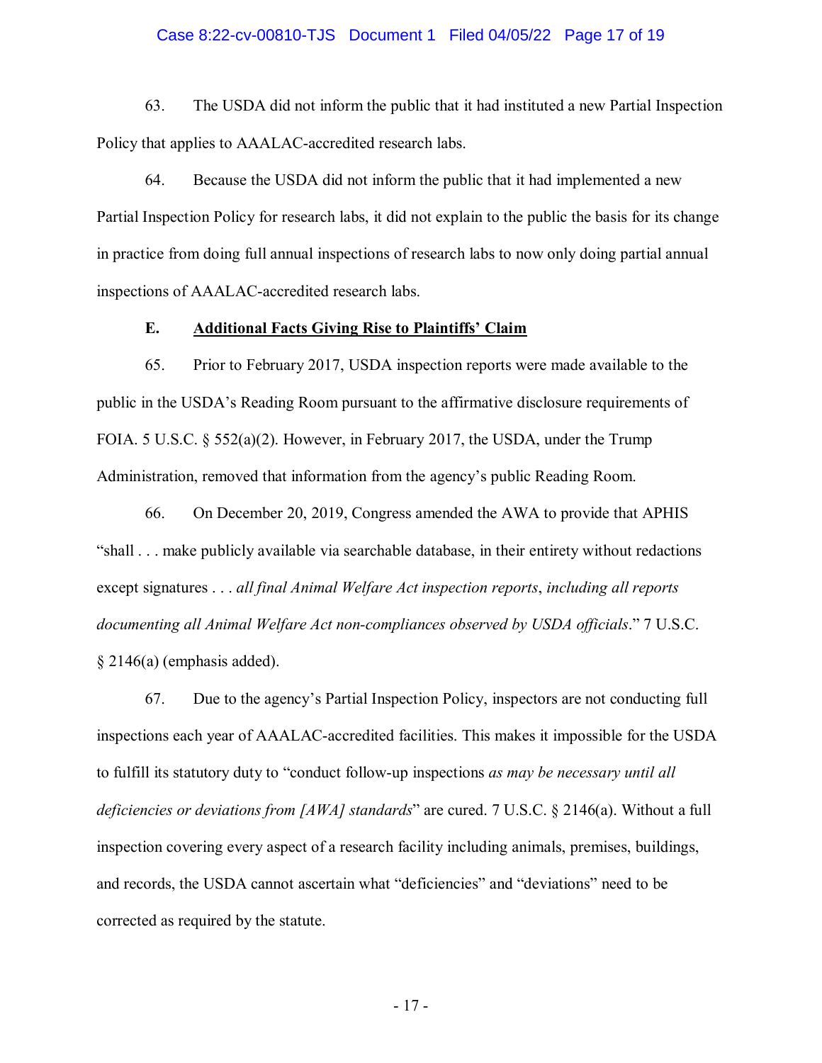63. The USDA did not inform the public that it had instituted a new Partial Inspection Policy that applies to AAALAC-accredited research labs.

64. Because the USDA did not inform the public that it had implemented a new Partial Inspection Policy for research labs, it did not explain to the public the basis for its change in practice from doing full annual inspections of research labs to now only doing partial annual inspections of AAALAC-accredited research labs.

### E. <u>Additional Facts Giving Rise to Plaintiffs' Claim</u>

65. Prior to February 2017, USDA inspection reports were made available to the public in the USDA's Reading Room pursuant to the affirmative disclosure requirements of FOIA. 5 U.S.C. § 552(a)(2). However, in February 2017, the USDA, under the Trump Administration, removed that information from the agency's public Reading Room.

66. On December 20, 2019, Congress amended the AWA to provide that APHIS "shall . . . make publicly available via searchable database, in their entirety without redactions except signatures . . . *all final Animal Welfare Act inspection reports*, *including all reports documenting all Animal Welfare Act non-compliances observed by USDA officials*." 7 U.S.C. § 2146(a) (emphasis added).

67. Due to the agency's Partial Inspection Policy, inspectors are not conducting full inspections each year of AAALAC-accredited facilities. This makes it impossible for the USDA to fulfill its statutory duty to "conduct follow-up inspections *as may be necessary until all deficiencies or deviations from [AWA] standards*" are cured. 7 U.S.C. § 2146(a). Without a full inspection covering every aspect of a research facility including animals, premises, buildings, and records, the USDA cannot ascertain what "deficiencies" and "deviations" need to be corrected as required by the statute.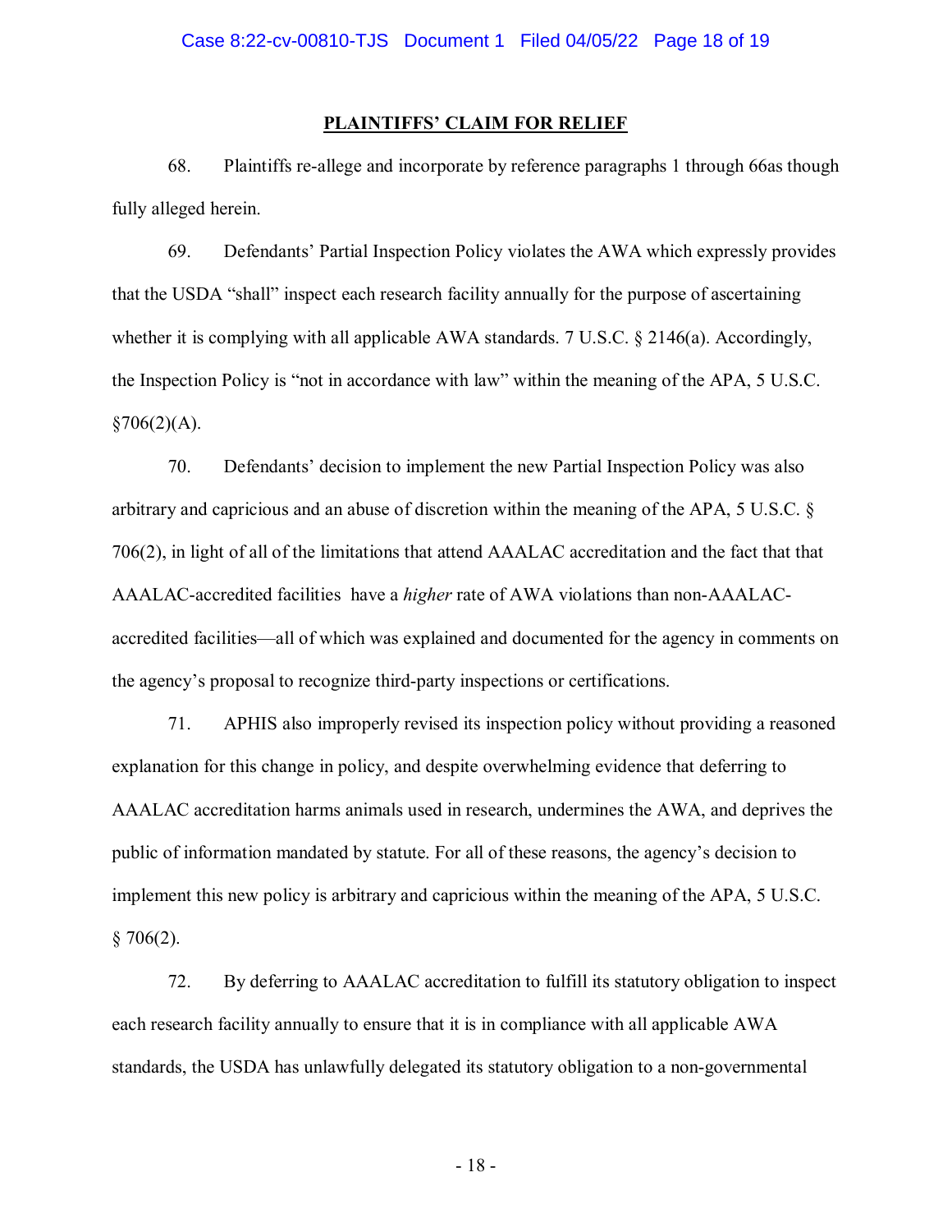## PLAINTIFFS' CLAIM FOR RELIEF

68. Plaintiffs re-allege and incorporate by reference paragraphs 1 through 66as though fully alleged herein.

69. Defendants' Partial Inspection Policy violates the AWA which expressly provides that the USDA "shall" inspect each research facility annually for the purpose of ascertaining whether it is complying with all applicable AWA standards. 7 U.S.C. § 2146(a). Accordingly, the Inspection Policy is "not in accordance with law" within the meaning of the APA, 5 U.S.C. §706(2)(A).

70. Defendants' decision to implement the new Partial Inspection Policy was also arbitrary and capricious and an abuse of discretion within the meaning of the APA, 5 U.S.C. § 706(2), in light of all of the limitations that attend AAALAC accreditation and the fact that that AAALAC-accredited facilities have a *higher* rate of AWA violations than non-AAALAC-accredited facilities—all of which was explained and documented for the agency in comments on the agency's proposal to recognize third-party inspections or certifications.

71. APHIS also improperly revised its inspection policy without providing a reasoned explanation for this change in policy, and despite overwhelming evidence that deferring to AAALAC accreditation harms animals used in research, undermines the AWA, and deprives the public of information mandated by statute. For all of these reasons, the agency's decision to implement this new policy is arbitrary and capricious within the meaning of the APA, 5 U.S.C. § 706(2).

72. By deferring to AAALAC accreditation to fulfill its statutory obligation to inspect each research facility annually to ensure that it is in compliance with all applicable AWA standards, the USDA has unlawfully delegated its statutory obligation to a non-governmental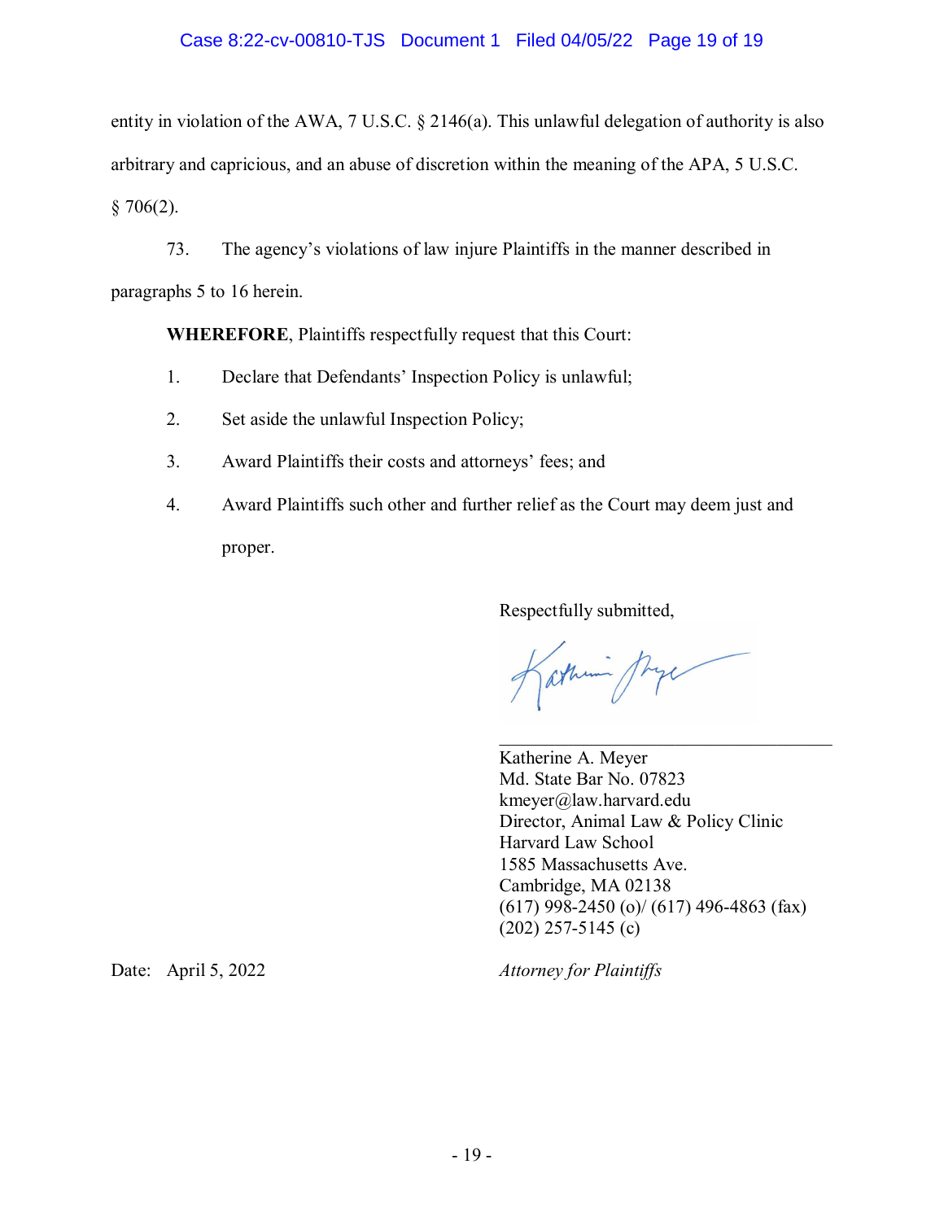entity in violation of the AWA, 7 U.S.C. § 2146(a). This unlawful delegation of authority is also arbitrary and capricious, and an abuse of discretion within the meaning of the APA, 5 U.S.C. § 706(2).

73. The agency's violations of law injure Plaintiffs in the manner described in paragraphs 5 to 16 herein.

**WHEREFORE**, Plaintiffs respectfully request that this Court:

1. Declare that Defendants' Inspection Policy is unlawful;
2. Set aside the unlawful Inspection Policy;
3. Award Plaintiffs their costs and attorneys' fees; and
4. Award Plaintiffs such other and further relief as the Court may deem just and proper.

Respectfully submitted,

Katherine A. Meyer
Md. State Bar No. 07823
kmeyer@law.harvard.edu
Director, Animal Law & Policy Clinic
Harvard Law School
1585 Massachusetts Ave.
Cambridge, MA 02138
(617) 998-2450 (o)/ (617) 496-4863 (fax)
(202) 257-5145 (c)

Date: April 5, 2022

*Attorney for Plaintiffs*